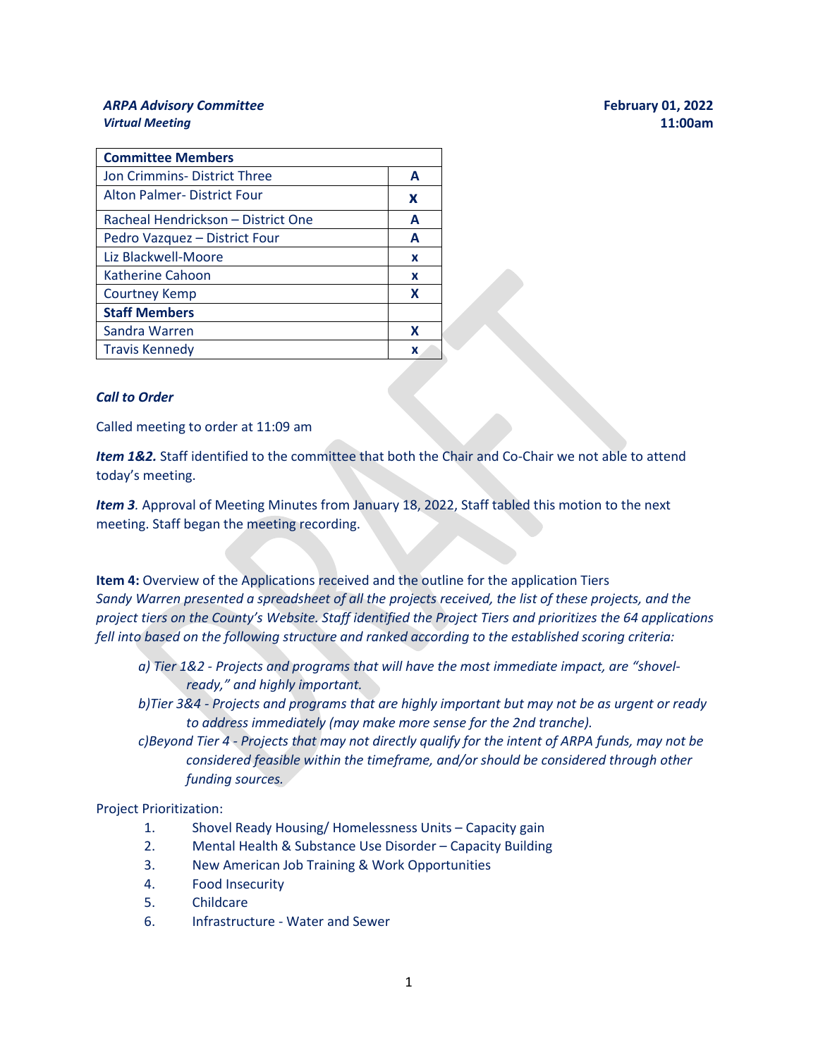***ARPA Advisory Committee***
***Virtual Meeting***

**February 01, 2022**
**11:00am**

| **Committee Members** | |
|---|---|
| Jon Crimmins- District Three | **A** |
| Alton Palmer- District Four | **X** |
| Racheal Hendrickson – District One | **A** |
| Pedro Vazquez – District Four | **A** |
| Liz Blackwell-Moore | **x** |
| Katherine Cahoon | **x** |
| Courtney Kemp | **X** |
| **Staff Members** | |
| Sandra Warren | **X** |
| Travis Kennedy | **x** |

***Call to Order***

Called meeting to order at 11:09 am

***Item 1&2.*** Staff identified to the committee that both the Chair and Co-Chair we not able to attend today's meeting.

***Item 3.*** Approval of Meeting Minutes from January 18, 2022, Staff tabled this motion to the next meeting. Staff began the meeting recording.

**Item 4:** Overview of the Applications received and the outline for the application Tiers
*Sandy Warren presented a spreadsheet of all the projects received, the list of these projects, and the project tiers on the County's Website. Staff identified the Project Tiers and prioritizes the 64 applications fell into based on the following structure and ranked according to the established scoring criteria:*

*a) Tier 1&2 - Projects and programs that will have the most immediate impact, are "shovel-ready," and highly important.*
*b)Tier 3&4 - Projects and programs that are highly important but may not be as urgent or ready to address immediately (may make more sense for the 2nd tranche).*
*c)Beyond Tier 4 - Projects that may not directly qualify for the intent of ARPA funds, may not be considered feasible within the timeframe, and/or should be considered through other funding sources.*

Project Prioritization:

1. Shovel Ready Housing/ Homelessness Units – Capacity gain
2. Mental Health & Substance Use Disorder – Capacity Building
3. New American Job Training & Work Opportunities
4. Food Insecurity
5. Childcare
6. Infrastructure - Water and Sewer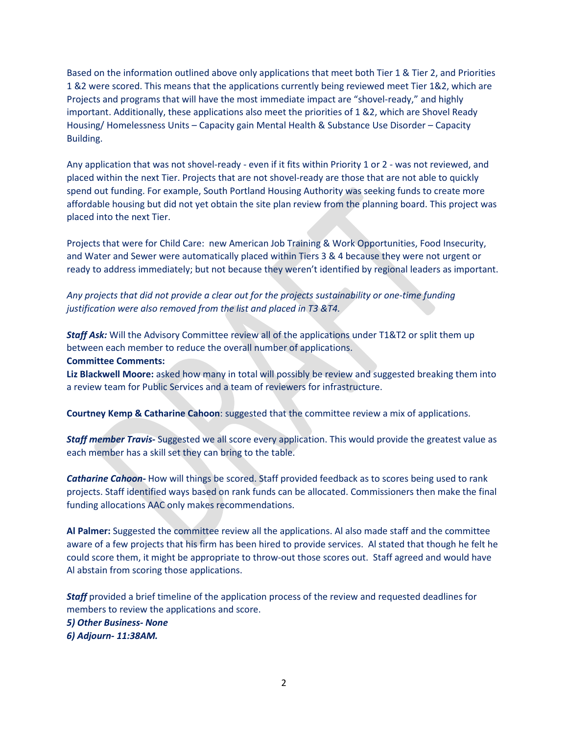Based on the information outlined above only applications that meet both Tier 1 & Tier 2, and Priorities 1 &2 were scored. This means that the applications currently being reviewed meet Tier 1&2, which are Projects and programs that will have the most immediate impact are "shovel-ready," and highly important. Additionally, these applications also meet the priorities of 1 &2, which are Shovel Ready Housing/ Homelessness Units – Capacity gain Mental Health & Substance Use Disorder – Capacity Building.

Any application that was not shovel-ready - even if it fits within Priority 1 or 2 - was not reviewed, and placed within the next Tier. Projects that are not shovel-ready are those that are not able to quickly spend out funding. For example, South Portland Housing Authority was seeking funds to create more affordable housing but did not yet obtain the site plan review from the planning board. This project was placed into the next Tier.

Projects that were for Child Care: new American Job Training & Work Opportunities, Food Insecurity, and Water and Sewer were automatically placed within Tiers 3 & 4 because they were not urgent or ready to address immediately; but not because they weren't identified by regional leaders as important.

*Any projects that did not provide a clear out for the projects sustainability or one-time funding justification were also removed from the list and placed in T3 &T4.*

***Staff Ask:*** Will the Advisory Committee review all of the applications under T1&T2 or split them up between each member to reduce the overall number of applications.

**Committee Comments:**

**Liz Blackwell Moore:** asked how many in total will possibly be review and suggested breaking them into a review team for Public Services and a team of reviewers for infrastructure.

**Courtney Kemp & Catharine Cahoon**: suggested that the committee review a mix of applications.

***Staff member Travis-*** Suggested we all score every application. This would provide the greatest value as each member has a skill set they can bring to the table.

***Catharine Cahoon-*** How will things be scored. Staff provided feedback as to scores being used to rank projects. Staff identified ways based on rank funds can be allocated. Commissioners then make the final funding allocations AAC only makes recommendations.

**Al Palmer:** Suggested the committee review all the applications. Al also made staff and the committee aware of a few projects that his firm has been hired to provide services. Al stated that though he felt he could score them, it might be appropriate to throw-out those scores out. Staff agreed and would have Al abstain from scoring those applications.

***Staff*** provided a brief timeline of the application process of the review and requested deadlines for members to review the applications and score.

***5) Other Business- None***

***6) Adjourn- 11:38AM.***